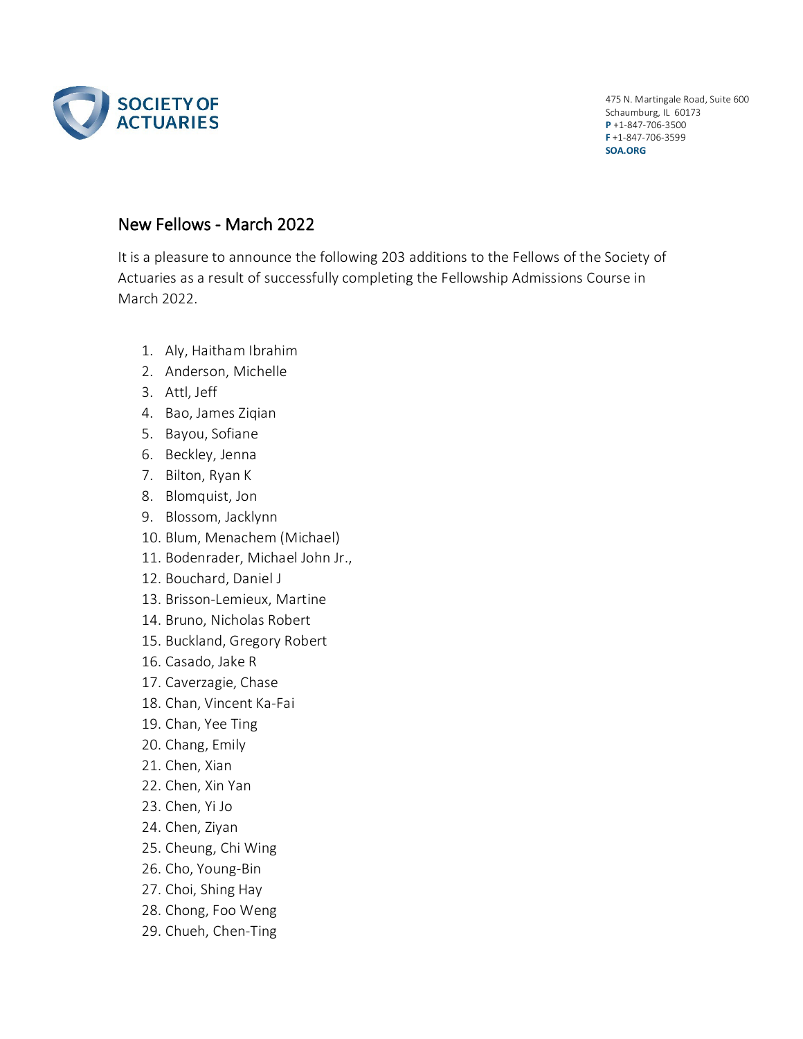SOCIETY OF ACTUARIES

475 N. Martingale Road, Suite 600
Schaumburg, IL 60173
**P** +1-847-706-3500
**F** +1-847-706-3599
**SOA.ORG**

## New Fellows - March 2022

It is a pleasure to announce the following 203 additions to the Fellows of the Society of Actuaries as a result of successfully completing the Fellowship Admissions Course in March 2022.

1. Aly, Haitham Ibrahim
2. Anderson, Michelle
3. Attl, Jeff
4. Bao, James Ziqian
5. Bayou, Sofiane
6. Beckley, Jenna
7. Bilton, Ryan K
8. Blomquist, Jon
9. Blossom, Jacklynn
10. Blum, Menachem (Michael)
11. Bodenrader, Michael John Jr.,
12. Bouchard, Daniel J
13. Brisson-Lemieux, Martine
14. Bruno, Nicholas Robert
15. Buckland, Gregory Robert
16. Casado, Jake R
17. Caverzagie, Chase
18. Chan, Vincent Ka-Fai
19. Chan, Yee Ting
20. Chang, Emily
21. Chen, Xian
22. Chen, Xin Yan
23. Chen, Yi Jo
24. Chen, Ziyan
25. Cheung, Chi Wing
26. Cho, Young-Bin
27. Choi, Shing Hay
28. Chong, Foo Weng
29. Chueh, Chen-Ting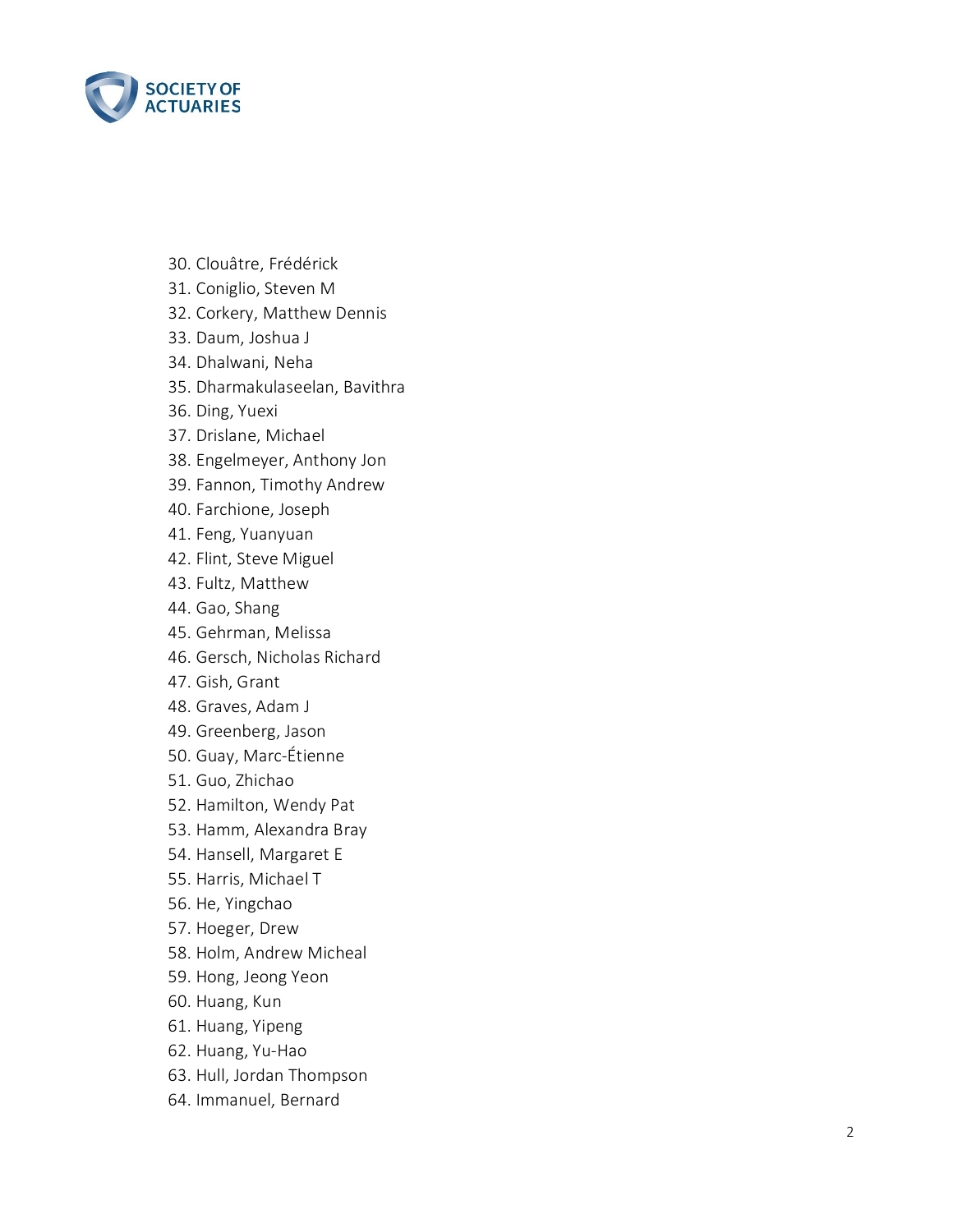30. Clouâtre, Frédérick
31. Coniglio, Steven M
32. Corkery, Matthew Dennis
33. Daum, Joshua J
34. Dhalwani, Neha
35. Dharmakulaseelan, Bavithra
36. Ding, Yuexi
37. Drislane, Michael
38. Engelmeyer, Anthony Jon
39. Fannon, Timothy Andrew
40. Farchione, Joseph
41. Feng, Yuanyuan
42. Flint, Steve Miguel
43. Fultz, Matthew
44. Gao, Shang
45. Gehrman, Melissa
46. Gersch, Nicholas Richard
47. Gish, Grant
48. Graves, Adam J
49. Greenberg, Jason
50. Guay, Marc-Étienne
51. Guo, Zhichao
52. Hamilton, Wendy Pat
53. Hamm, Alexandra Bray
54. Hansell, Margaret E
55. Harris, Michael T
56. He, Yingchao
57. Hoeger, Drew
58. Holm, Andrew Micheal
59. Hong, Jeong Yeon
60. Huang, Kun
61. Huang, Yipeng
62. Huang, Yu-Hao
63. Hull, Jordan Thompson
64. Immanuel, Bernard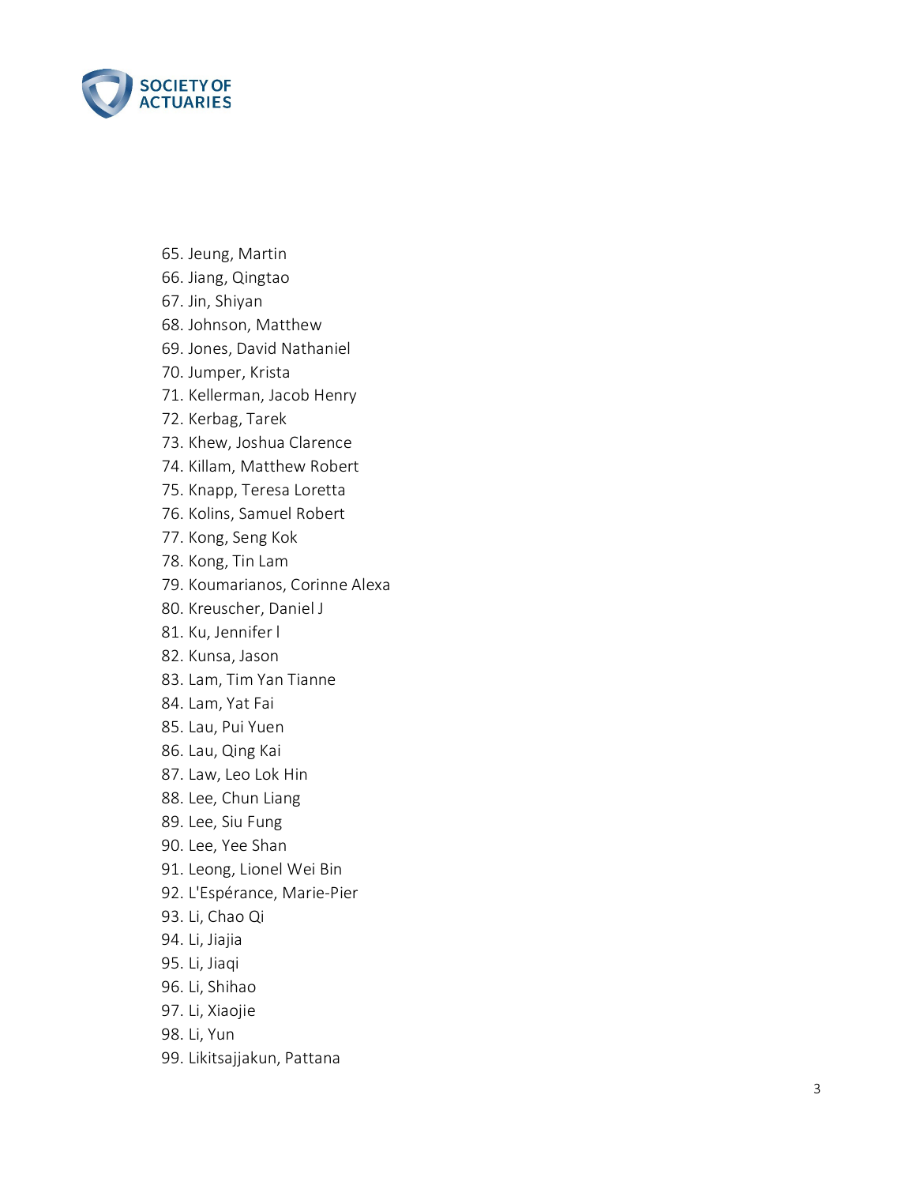65. Jeung, Martin
66. Jiang, Qingtao
67. Jin, Shiyan
68. Johnson, Matthew
69. Jones, David Nathaniel
70. Jumper, Krista
71. Kellerman, Jacob Henry
72. Kerbag, Tarek
73. Khew, Joshua Clarence
74. Killam, Matthew Robert
75. Knapp, Teresa Loretta
76. Kolins, Samuel Robert
77. Kong, Seng Kok
78. Kong, Tin Lam
79. Koumarianos, Corinne Alexa
80. Kreuscher, Daniel J
81. Ku, Jennifer l
82. Kunsa, Jason
83. Lam, Tim Yan Tianne
84. Lam, Yat Fai
85. Lau, Pui Yuen
86. Lau, Qing Kai
87. Law, Leo Lok Hin
88. Lee, Chun Liang
89. Lee, Siu Fung
90. Lee, Yee Shan
91. Leong, Lionel Wei Bin
92. L'Espérance, Marie-Pier
93. Li, Chao Qi
94. Li, Jiajia
95. Li, Jiaqi
96. Li, Shihao
97. Li, Xiaojie
98. Li, Yun
99. Likitsajjakun, Pattana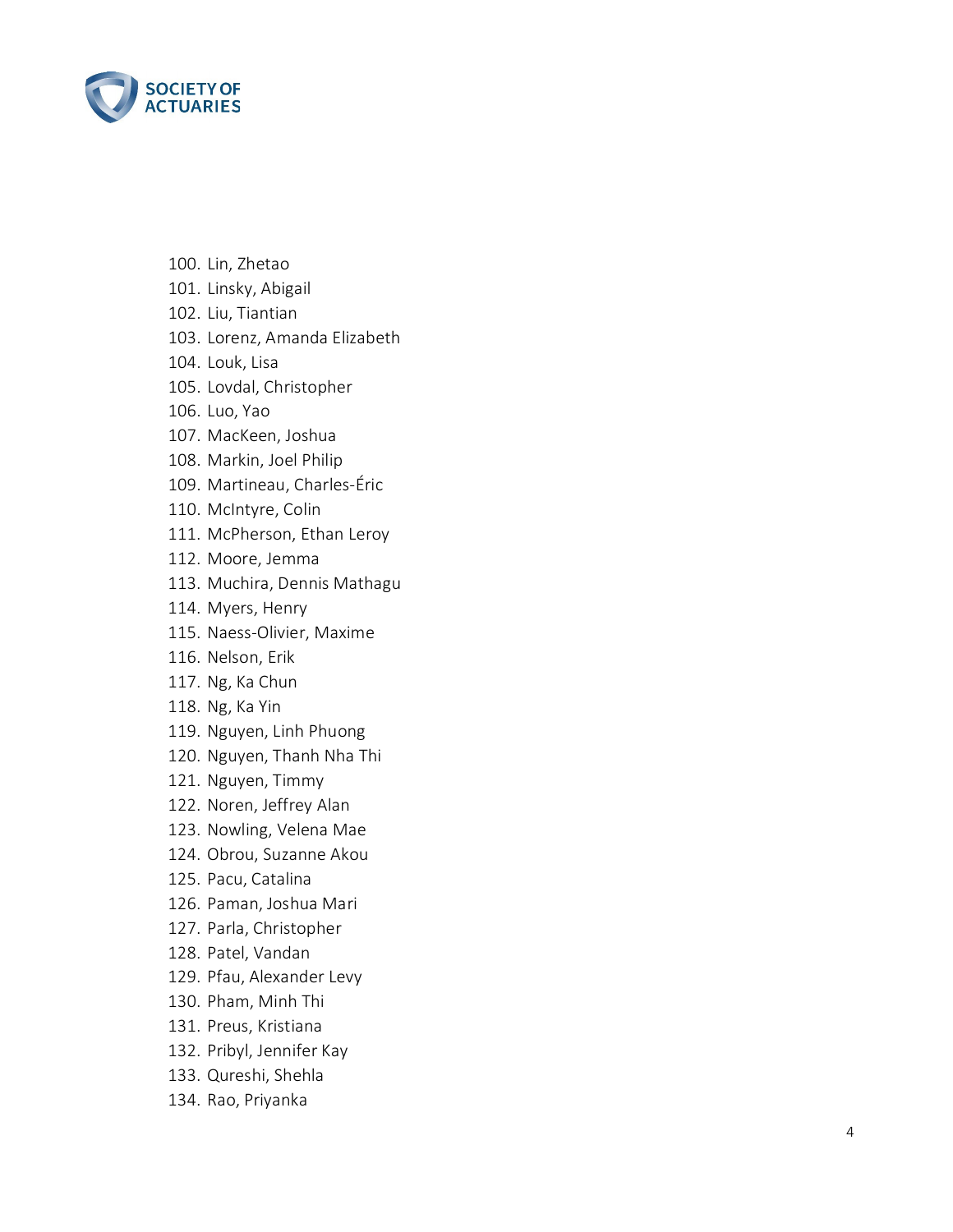100. Lin, Zhetao
101. Linsky, Abigail
102. Liu, Tiantian
103. Lorenz, Amanda Elizabeth
104. Louk, Lisa
105. Lovdal, Christopher
106. Luo, Yao
107. MacKeen, Joshua
108. Markin, Joel Philip
109. Martineau, Charles-Éric
110. McIntyre, Colin
111. McPherson, Ethan Leroy
112. Moore, Jemma
113. Muchira, Dennis Mathagu
114. Myers, Henry
115. Naess-Olivier, Maxime
116. Nelson, Erik
117. Ng, Ka Chun
118. Ng, Ka Yin
119. Nguyen, Linh Phuong
120. Nguyen, Thanh Nha Thi
121. Nguyen, Timmy
122. Noren, Jeffrey Alan
123. Nowling, Velena Mae
124. Obrou, Suzanne Akou
125. Pacu, Catalina
126. Paman, Joshua Mari
127. Parla, Christopher
128. Patel, Vandan
129. Pfau, Alexander Levy
130. Pham, Minh Thi
131. Preus, Kristiana
132. Pribyl, Jennifer Kay
133. Qureshi, Shehla
134. Rao, Priyanka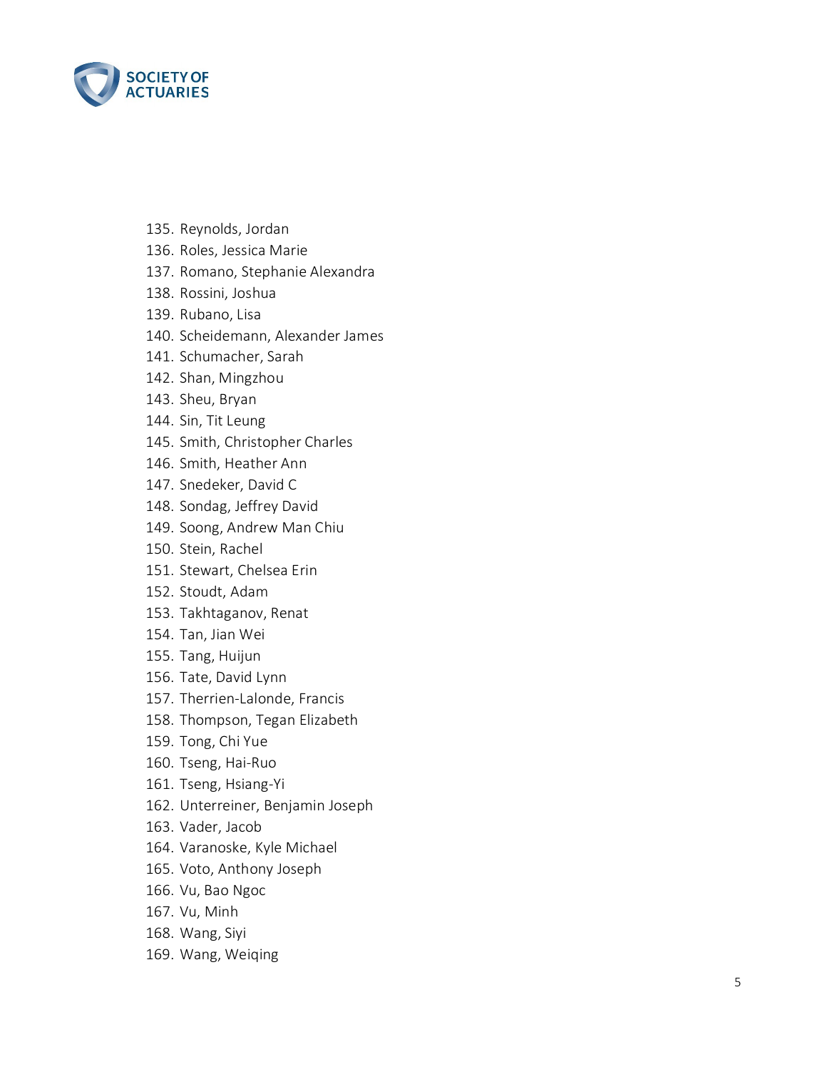135. Reynolds, Jordan
136. Roles, Jessica Marie
137. Romano, Stephanie Alexandra
138. Rossini, Joshua
139. Rubano, Lisa
140. Scheidemann, Alexander James
141. Schumacher, Sarah
142. Shan, Mingzhou
143. Sheu, Bryan
144. Sin, Tit Leung
145. Smith, Christopher Charles
146. Smith, Heather Ann
147. Snedeker, David C
148. Sondag, Jeffrey David
149. Soong, Andrew Man Chiu
150. Stein, Rachel
151. Stewart, Chelsea Erin
152. Stoudt, Adam
153. Takhtaganov, Renat
154. Tan, Jian Wei
155. Tang, Huijun
156. Tate, David Lynn
157. Therrien-Lalonde, Francis
158. Thompson, Tegan Elizabeth
159. Tong, Chi Yue
160. Tseng, Hai-Ruo
161. Tseng, Hsiang-Yi
162. Unterreiner, Benjamin Joseph
163. Vader, Jacob
164. Varanoske, Kyle Michael
165. Voto, Anthony Joseph
166. Vu, Bao Ngoc
167. Vu, Minh
168. Wang, Siyi
169. Wang, Weiqing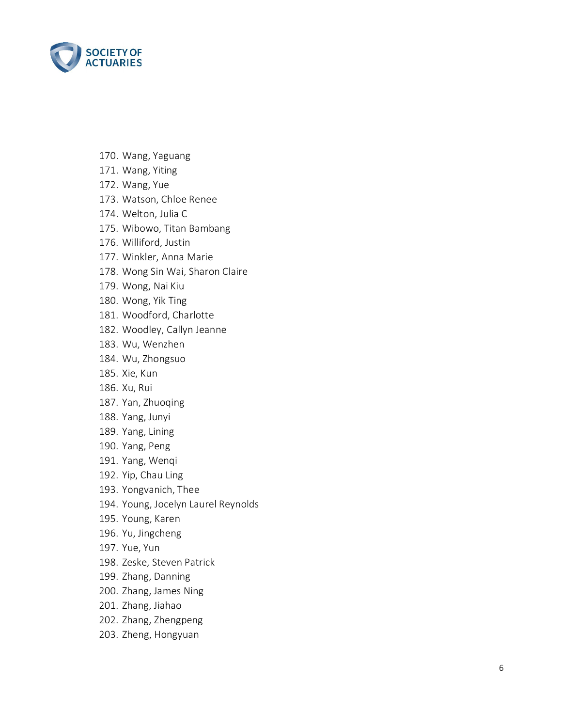170. Wang, Yaguang
171. Wang, Yiting
172. Wang, Yue
173. Watson, Chloe Renee
174. Welton, Julia C
175. Wibowo, Titan Bambang
176. Williford, Justin
177. Winkler, Anna Marie
178. Wong Sin Wai, Sharon Claire
179. Wong, Nai Kiu
180. Wong, Yik Ting
181. Woodford, Charlotte
182. Woodley, Callyn Jeanne
183. Wu, Wenzhen
184. Wu, Zhongsuo
185. Xie, Kun
186. Xu, Rui
187. Yan, Zhuoqing
188. Yang, Junyi
189. Yang, Lining
190. Yang, Peng
191. Yang, Wenqi
192. Yip, Chau Ling
193. Yongvanich, Thee
194. Young, Jocelyn Laurel Reynolds
195. Young, Karen
196. Yu, Jingcheng
197. Yue, Yun
198. Zeske, Steven Patrick
199. Zhang, Danning
200. Zhang, James Ning
201. Zhang, Jiahao
202. Zhang, Zhengpeng
203. Zheng, Hongyuan